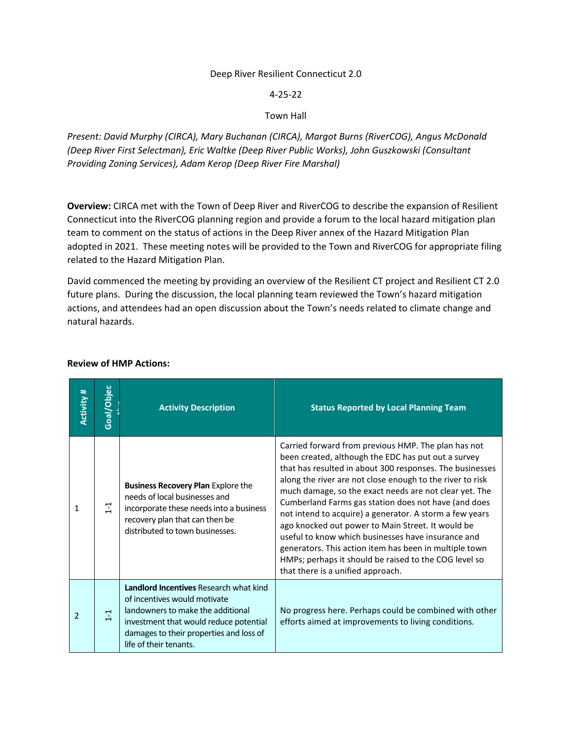Deep River Resilient Connecticut 2.0

4-25-22

Town Hall

*Present: David Murphy (CIRCA), Mary Buchanan (CIRCA), Margot Burns (RiverCOG), Angus McDonald (Deep River First Selectman), Eric Waltke (Deep River Public Works), John Guszkowski (Consultant Providing Zoning Services), Adam Kerop (Deep River Fire Marshal)*

**Overview:** CIRCA met with the Town of Deep River and RiverCOG to describe the expansion of Resilient Connecticut into the RiverCOG planning region and provide a forum to the local hazard mitigation plan team to comment on the status of actions in the Deep River annex of the Hazard Mitigation Plan adopted in 2021. These meeting notes will be provided to the Town and RiverCOG for appropriate filing related to the Hazard Mitigation Plan.

David commenced the meeting by providing an overview of the Resilient CT project and Resilient CT 2.0 future plans. During the discussion, the local planning team reviewed the Town's hazard mitigation actions, and attendees had an open discussion about the Town's needs related to climate change and natural hazards.

**Review of HMP Actions:**

| Activity # | Goal/Objective | Activity Description | Status Reported by Local Planning Team |
|---|---|---|---|
| 1 | 1-1 | **Business Recovery Plan** Explore the needs of local businesses and incorporate these needs into a business recovery plan that can then be distributed to town businesses. | Carried forward from previous HMP. The plan has not been created, although the EDC has put out a survey that has resulted in about 300 responses. The businesses along the river are not close enough to the river to risk much damage, so the exact needs are not clear yet. The Cumberland Farms gas station does not have (and does not intend to acquire) a generator. A storm a few years ago knocked out power to Main Street. It would be useful to know which businesses have insurance and generators. This action item has been in multiple town HMPs; perhaps it should be raised to the COG level so that there is a unified approach. |
| 2 | 1-1 | **Landlord Incentives** Research what kind of incentives would motivate landowners to make the additional investment that would reduce potential damages to their properties and loss of life of their tenants. | No progress here. Perhaps could be combined with other efforts aimed at improvements to living conditions. |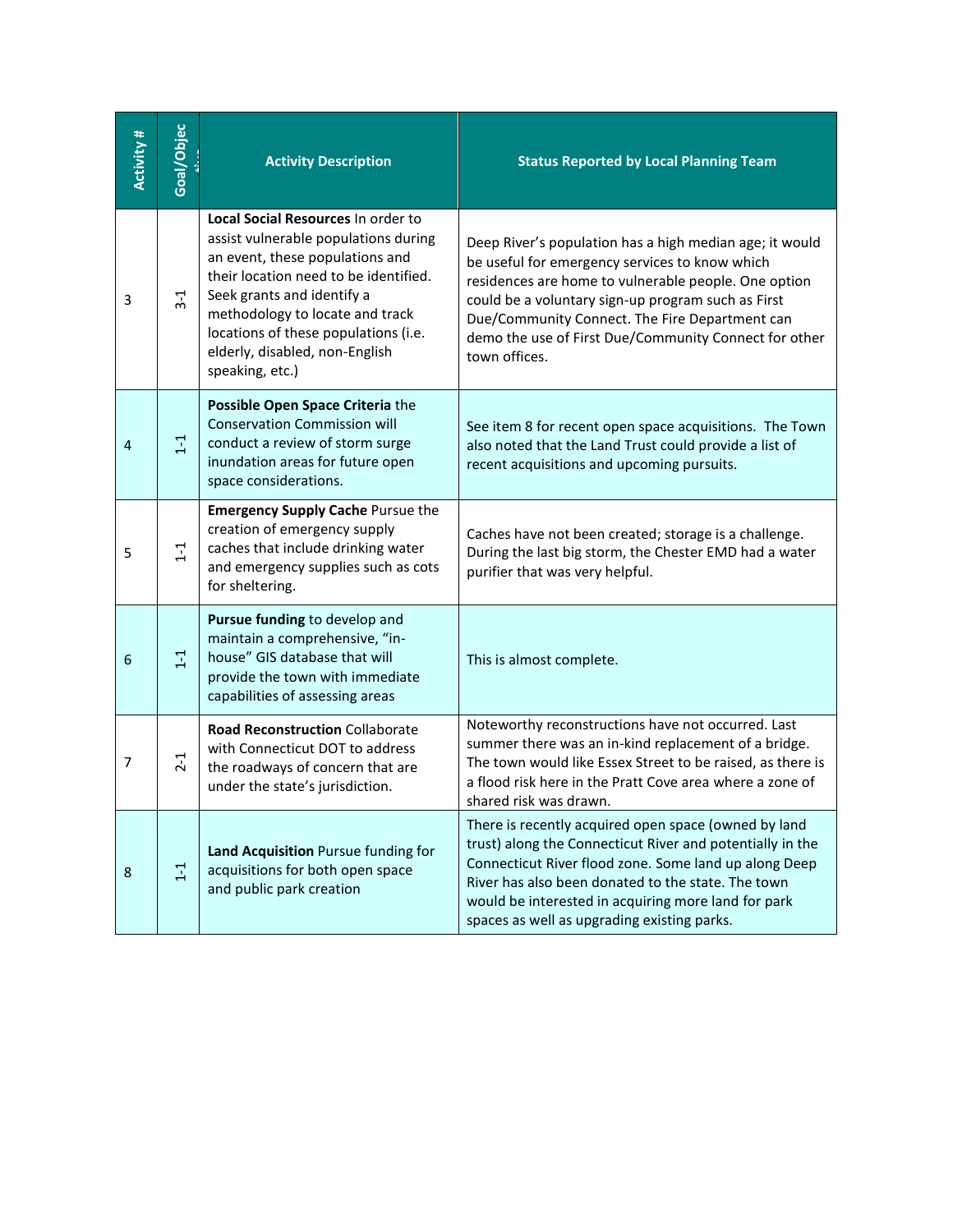| Activity # | Goal/Objective | Activity Description | Status Reported by Local Planning Team |
|---|---|---|---|
| 3 | 3-1 | **Local Social Resources** In order to assist vulnerable populations during an event, these populations and their location need to be identified. Seek grants and identify a methodology to locate and track locations of these populations (i.e. elderly, disabled, non-English speaking, etc.) | Deep River's population has a high median age; it would be useful for emergency services to know which residences are home to vulnerable people. One option could be a voluntary sign-up program such as First Due/Community Connect. The Fire Department can demo the use of First Due/Community Connect for other town offices. |
| 4 | 1-1 | **Possible Open Space Criteria** the Conservation Commission will conduct a review of storm surge inundation areas for future open space considerations. | See item 8 for recent open space acquisitions. The Town also noted that the Land Trust could provide a list of recent acquisitions and upcoming pursuits. |
| 5 | 1-1 | **Emergency Supply Cache** Pursue the creation of emergency supply caches that include drinking water and emergency supplies such as cots for sheltering. | Caches have not been created; storage is a challenge. During the last big storm, the Chester EMD had a water purifier that was very helpful. |
| 6 | 1-1 | **Pursue funding** to develop and maintain a comprehensive, "in-house" GIS database that will provide the town with immediate capabilities of assessing areas | This is almost complete. |
| 7 | 2-1 | **Road Reconstruction** Collaborate with Connecticut DOT to address the roadways of concern that are under the state's jurisdiction. | Noteworthy reconstructions have not occurred. Last summer there was an in-kind replacement of a bridge. The town would like Essex Street to be raised, as there is a flood risk here in the Pratt Cove area where a zone of shared risk was drawn. |
| 8 | 1-1 | **Land Acquisition** Pursue funding for acquisitions for both open space and public park creation | There is recently acquired open space (owned by land trust) along the Connecticut River and potentially in the Connecticut River flood zone. Some land up along Deep River has also been donated to the state. The town would be interested in acquiring more land for park spaces as well as upgrading existing parks. |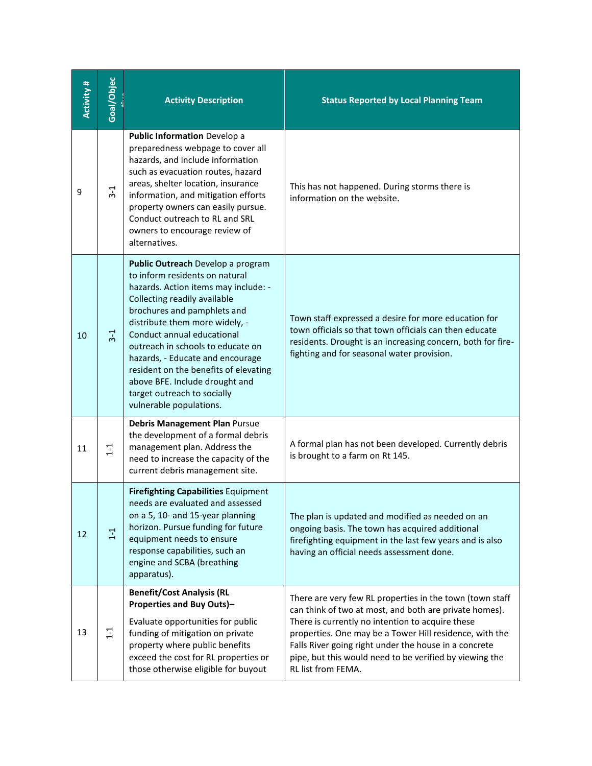| Activity # | Goal/Objective | Activity Description | Status Reported by Local Planning Team |
|---|---|---|---|
| 9 | 3-1 | **Public Information** Develop a preparedness webpage to cover all hazards, and include information such as evacuation routes, hazard areas, shelter location, insurance information, and mitigation efforts property owners can easily pursue. Conduct outreach to RL and SRL owners to encourage review of alternatives. | This has not happened. During storms there is information on the website. |
| 10 | 3-1 | **Public Outreach** Develop a program to inform residents on natural hazards. Action items may include: - Collecting readily available brochures and pamphlets and distribute them more widely, - Conduct annual educational outreach in schools to educate on hazards, - Educate and encourage resident on the benefits of elevating above BFE. Include drought and target outreach to socially vulnerable populations. | Town staff expressed a desire for more education for town officials so that town officials can then educate residents. Drought is an increasing concern, both for fire-fighting and for seasonal water provision. |
| 11 | 1-1 | **Debris Management Plan** Pursue the development of a formal debris management plan. Address the need to increase the capacity of the current debris management site. | A formal plan has not been developed. Currently debris is brought to a farm on Rt 145. |
| 12 | 1-1 | **Firefighting Capabilities** Equipment needs are evaluated and assessed on a 5, 10- and 15-year planning horizon. Pursue funding for future equipment needs to ensure response capabilities, such an engine and SCBA (breathing apparatus). | The plan is updated and modified as needed on an ongoing basis. The town has acquired additional firefighting equipment in the last few years and is also having an official needs assessment done. |
| 13 | 1-1 | **Benefit/Cost Analysis (RL Properties and Buy Outs)–** Evaluate opportunities for public funding of mitigation on private property where public benefits exceed the cost for RL properties or those otherwise eligible for buyout | There are very few RL properties in the town (town staff can think of two at most, and both are private homes). There is currently no intention to acquire these properties. One may be a Tower Hill residence, with the Falls River going right under the house in a concrete pipe, but this would need to be verified by viewing the RL list from FEMA. |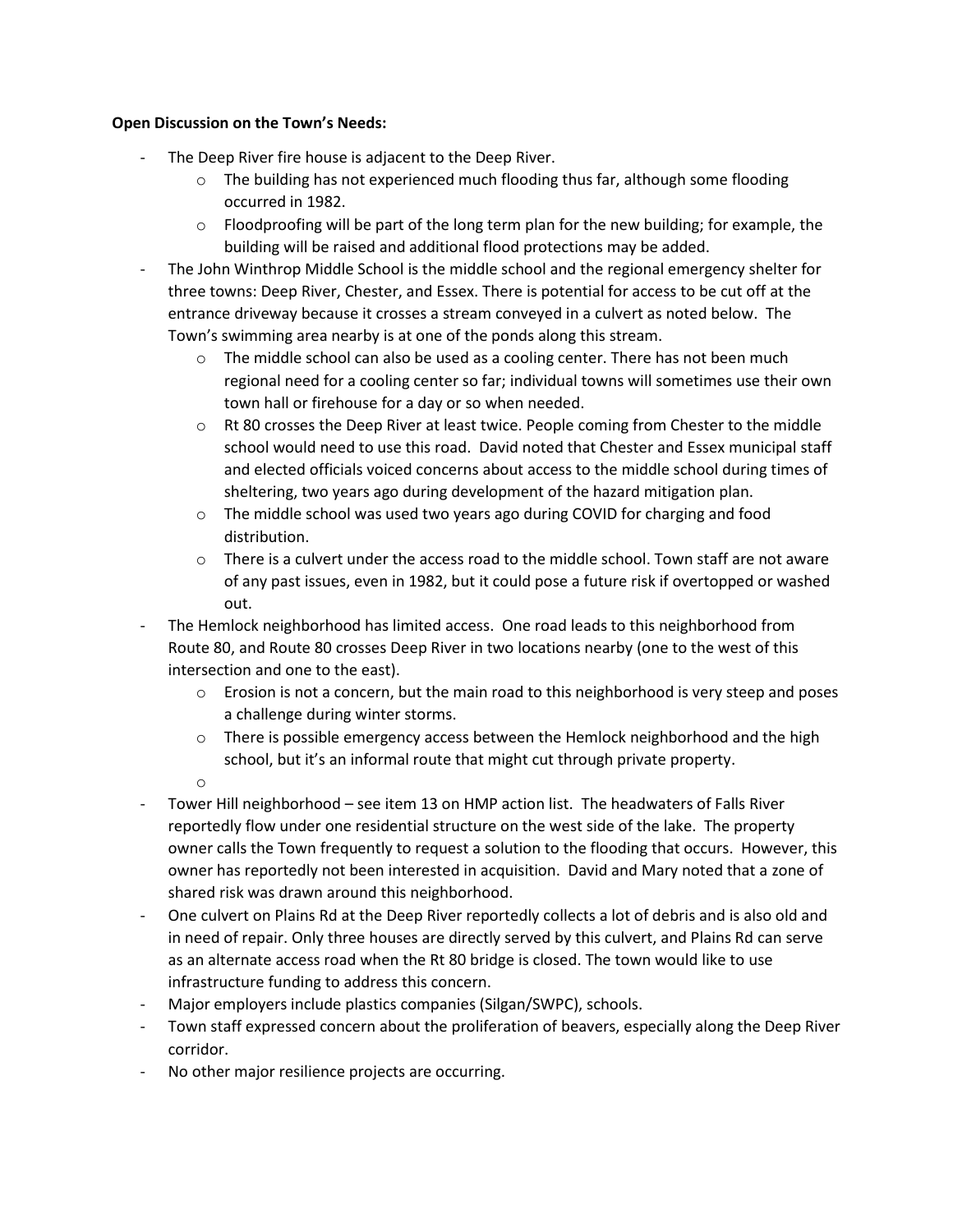**Open Discussion on the Town's Needs:**

- The Deep River fire house is adjacent to the Deep River.
    - The building has not experienced much flooding thus far, although some flooding occurred in 1982.
    - Floodproofing will be part of the long term plan for the new building; for example, the building will be raised and additional flood protections may be added.
- The John Winthrop Middle School is the middle school and the regional emergency shelter for three towns: Deep River, Chester, and Essex. There is potential for access to be cut off at the entrance driveway because it crosses a stream conveyed in a culvert as noted below. The Town's swimming area nearby is at one of the ponds along this stream.
    - The middle school can also be used as a cooling center. There has not been much regional need for a cooling center so far; individual towns will sometimes use their own town hall or firehouse for a day or so when needed.
    - Rt 80 crosses the Deep River at least twice. People coming from Chester to the middle school would need to use this road. David noted that Chester and Essex municipal staff and elected officials voiced concerns about access to the middle school during times of sheltering, two years ago during development of the hazard mitigation plan.
    - The middle school was used two years ago during COVID for charging and food distribution.
    - There is a culvert under the access road to the middle school. Town staff are not aware of any past issues, even in 1982, but it could pose a future risk if overtopped or washed out.
- The Hemlock neighborhood has limited access. One road leads to this neighborhood from Route 80, and Route 80 crosses Deep River in two locations nearby (one to the west of this intersection and one to the east).
    - Erosion is not a concern, but the main road to this neighborhood is very steep and poses a challenge during winter storms.
    - There is possible emergency access between the Hemlock neighborhood and the high school, but it's an informal route that might cut through private property.
- Tower Hill neighborhood – see item 13 on HMP action list. The headwaters of Falls River reportedly flow under one residential structure on the west side of the lake. The property owner calls the Town frequently to request a solution to the flooding that occurs. However, this owner has reportedly not been interested in acquisition. David and Mary noted that a zone of shared risk was drawn around this neighborhood.
- One culvert on Plains Rd at the Deep River reportedly collects a lot of debris and is also old and in need of repair. Only three houses are directly served by this culvert, and Plains Rd can serve as an alternate access road when the Rt 80 bridge is closed. The town would like to use infrastructure funding to address this concern.
- Major employers include plastics companies (Silgan/SWPC), schools.
- Town staff expressed concern about the proliferation of beavers, especially along the Deep River corridor.
- No other major resilience projects are occurring.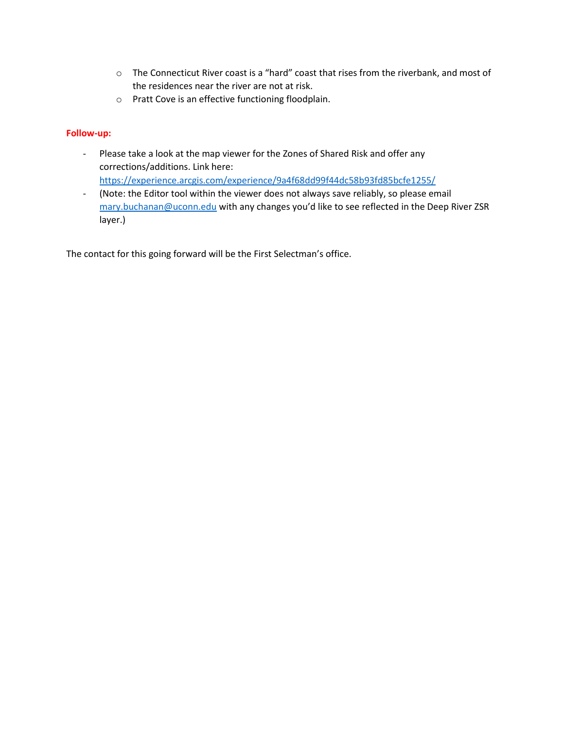- The Connecticut River coast is a "hard" coast that rises from the riverbank, and most of the residences near the river are not at risk.
  - Pratt Cove is an effective functioning floodplain.

**Follow-up:**

- Please take a look at the map viewer for the Zones of Shared Risk and offer any corrections/additions. Link here: https://experience.arcgis.com/experience/9a4f68dd99f44dc58b93fd85bcfe1255/
- (Note: the Editor tool within the viewer does not always save reliably, so please email mary.buchanan@uconn.edu with any changes you'd like to see reflected in the Deep River ZSR layer.)

The contact for this going forward will be the First Selectman's office.